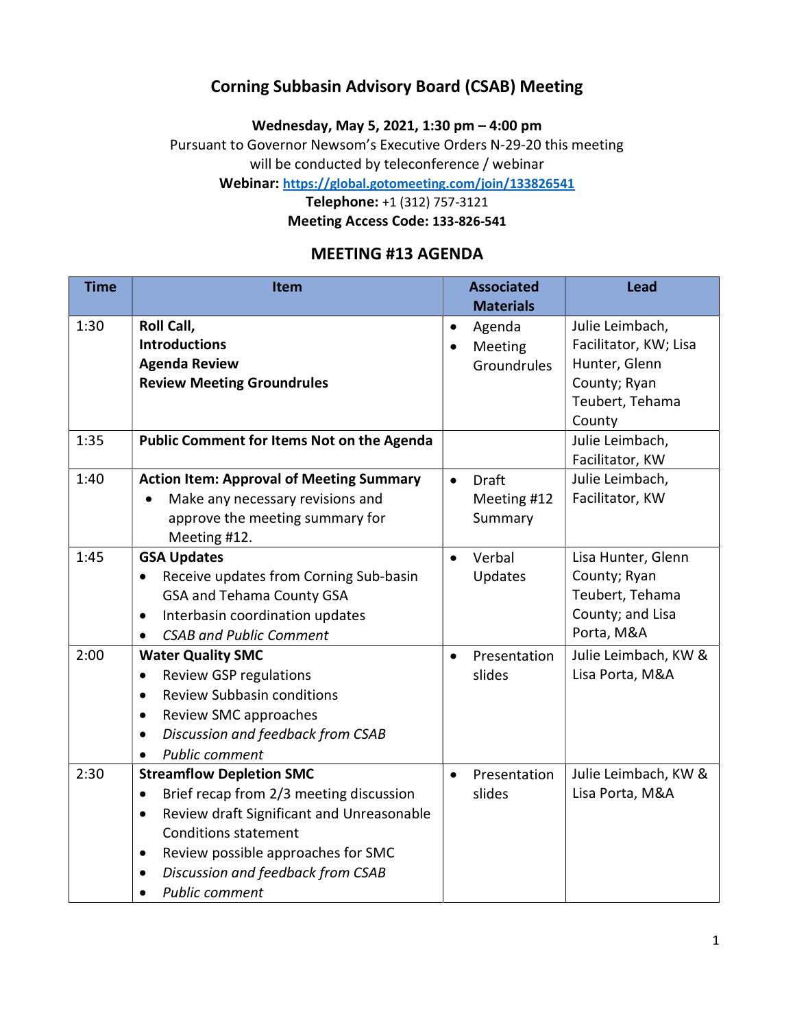# Corning Subbasin Advisory Board (CSAB) Meeting

**Wednesday, May 5, 2021, 1:30 pm – 4:00 pm**

Pursuant to Governor Newsom's Executive Orders N-29-20 this meeting will be conducted by teleconference / webinar

**Webinar:** https://global.gotomeeting.com/join/133826541

**Telephone:** +1 (312) 757-3121

**Meeting Access Code:** **133-826-541**

## MEETING #13 AGENDA

| Time | Item | Associated Materials | Lead |
|---|---|---|---|
| 1:30 | **Roll Call,**<br>**Introductions**<br>**Agenda Review**<br>**Review Meeting Groundrules** | • Agenda<br>• Meeting Groundrules | Julie Leimbach, Facilitator, KW; Lisa Hunter, Glenn County; Ryan Teubert, Tehama County |
| 1:35 | **Public Comment for Items Not on the Agenda** | | Julie Leimbach, Facilitator, KW |
| 1:40 | **Action Item: Approval of Meeting Summary**<br>• Make any necessary revisions and approve the meeting summary for Meeting #12. | • Draft Meeting #12 Summary | Julie Leimbach, Facilitator, KW |
| 1:45 | **GSA Updates**<br>• Receive updates from Corning Sub-basin GSA and Tehama County GSA<br>• Interbasin coordination updates<br>• *CSAB and Public Comment* | • Verbal Updates | Lisa Hunter, Glenn County; Ryan Teubert, Tehama County; and Lisa Porta, M&A |
| 2:00 | **Water Quality SMC**<br>• Review GSP regulations<br>• Review Subbasin conditions<br>• Review SMC approaches<br>• *Discussion and feedback from CSAB*<br>• *Public comment* | • Presentation slides | Julie Leimbach, KW & Lisa Porta, M&A |
| 2:30 | **Streamflow Depletion SMC**<br>• Brief recap from 2/3 meeting discussion<br>• Review draft Significant and Unreasonable Conditions statement<br>• Review possible approaches for SMC<br>• *Discussion and feedback from CSAB*<br>• *Public comment* | • Presentation slides | Julie Leimbach, KW & Lisa Porta, M&A |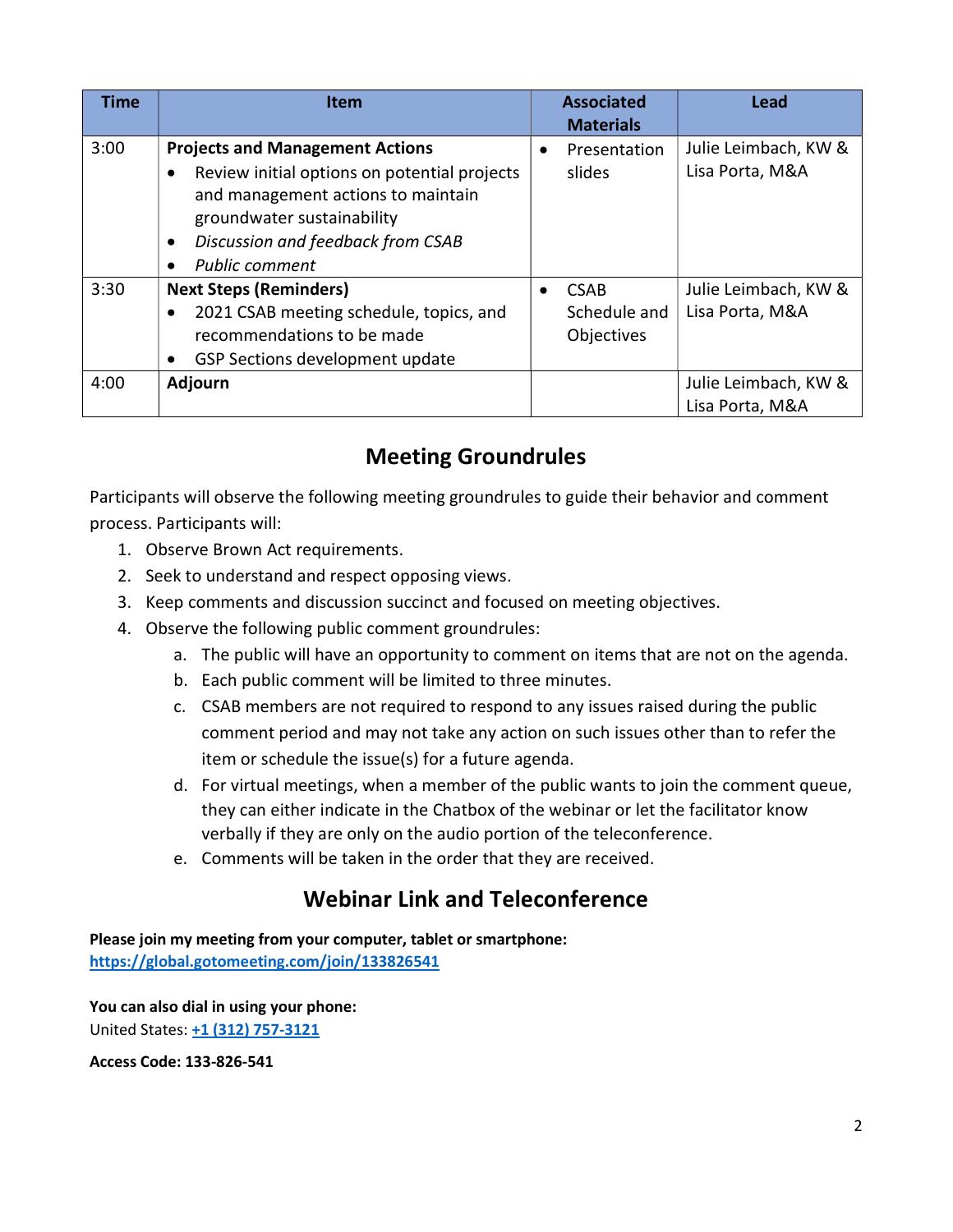| Time | Item | Associated Materials | Lead |
|---|---|---|---|
| 3:00 | **Projects and Management Actions** <br>• Review initial options on potential projects and management actions to maintain groundwater sustainability <br>• *Discussion and feedback from CSAB* <br>• *Public comment* | • Presentation slides | Julie Leimbach, KW & Lisa Porta, M&A |
| 3:30 | **Next Steps (Reminders)** <br>• 2021 CSAB meeting schedule, topics, and recommendations to be made <br>• GSP Sections development update | • CSAB Schedule and Objectives | Julie Leimbach, KW & Lisa Porta, M&A |
| 4:00 | **Adjourn** | | Julie Leimbach, KW & Lisa Porta, M&A |

## Meeting Groundrules

Participants will observe the following meeting groundrules to guide their behavior and comment process. Participants will:

1. Observe Brown Act requirements.
2. Seek to understand and respect opposing views.
3. Keep comments and discussion succinct and focused on meeting objectives.
4. Observe the following public comment groundrules:
    a. The public will have an opportunity to comment on items that are not on the agenda.
    b. Each public comment will be limited to three minutes.
    c. CSAB members are not required to respond to any issues raised during the public comment period and may not take any action on such issues other than to refer the item or schedule the issue(s) for a future agenda.
    d. For virtual meetings, when a member of the public wants to join the comment queue, they can either indicate in the Chatbox of the webinar or let the facilitator know verbally if they are only on the audio portion of the teleconference.
    e. Comments will be taken in the order that they are received.

## Webinar Link and Teleconference

**Please join my meeting from your computer, tablet or smartphone:**
**https://global.gotomeeting.com/join/133826541**

**You can also dial in using your phone:**
United States: **+1 (312) 757-3121**

**Access Code: 133-826-541**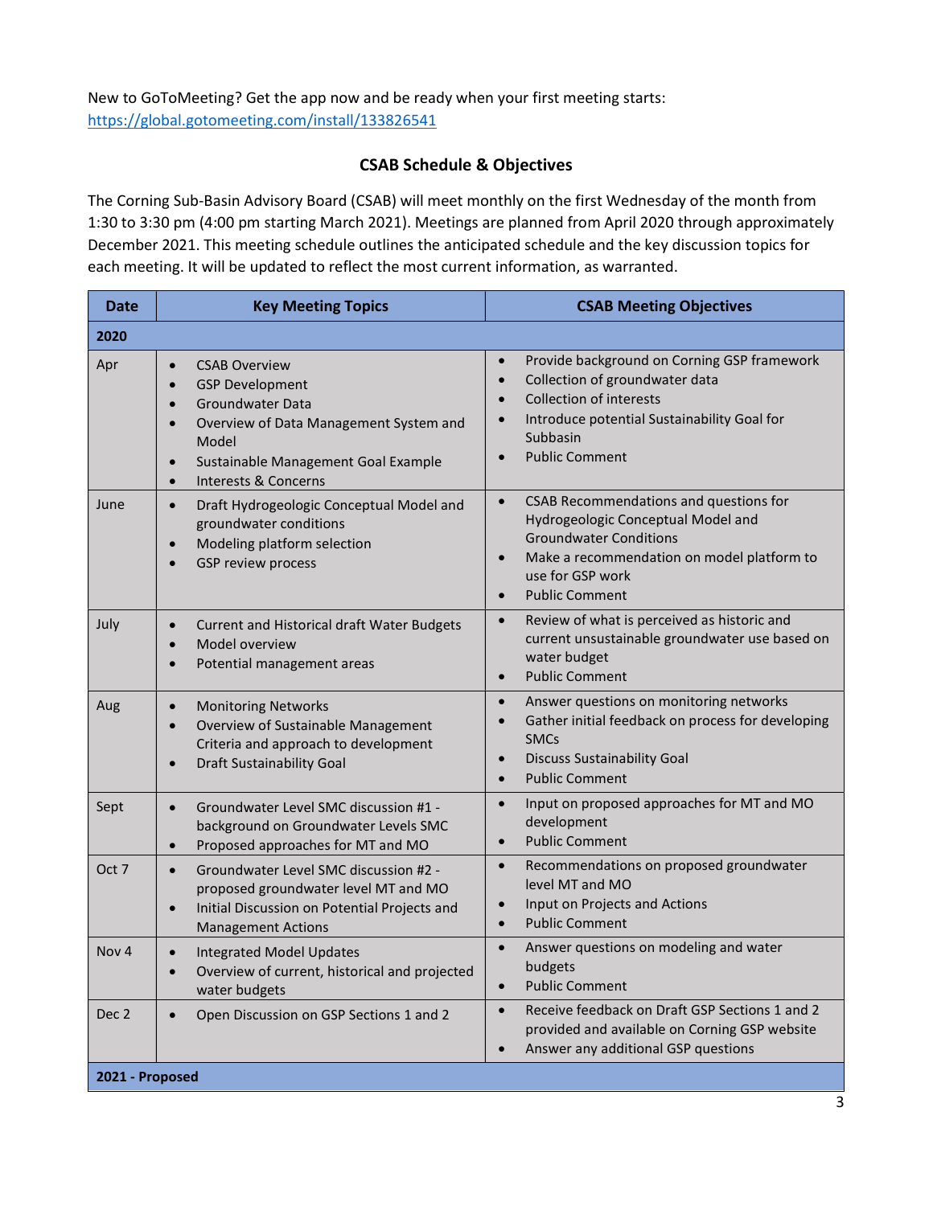New to GoToMeeting? Get the app now and be ready when your first meeting starts: [https://global.gotomeeting.com/install/133826541](https://global.gotomeeting.com/install/133826541)

## CSAB Schedule & Objectives

The Corning Sub-Basin Advisory Board (CSAB) will meet monthly on the first Wednesday of the month from 1:30 to 3:30 pm (4:00 pm starting March 2021). Meetings are planned from April 2020 through approximately December 2021. This meeting schedule outlines the anticipated schedule and the key discussion topics for each meeting. It will be updated to reflect the most current information, as warranted.

| Date | Key Meeting Topics | CSAB Meeting Objectives |
|---|---|---|
| **2020** | | |
| Apr | • CSAB Overview<br>• GSP Development<br>• Groundwater Data<br>• Overview of Data Management System and Model<br>• Sustainable Management Goal Example<br>• Interests & Concerns | • Provide background on Corning GSP framework<br>• Collection of groundwater data<br>• Collection of interests<br>• Introduce potential Sustainability Goal for Subbasin<br>• Public Comment |
| June | • Draft Hydrogeologic Conceptual Model and groundwater conditions<br>• Modeling platform selection<br>• GSP review process | • CSAB Recommendations and questions for Hydrogeologic Conceptual Model and Groundwater Conditions<br>• Make a recommendation on model platform to use for GSP work<br>• Public Comment |
| July | • Current and Historical draft Water Budgets<br>• Model overview<br>• Potential management areas | • Review of what is perceived as historic and current unsustainable groundwater use based on water budget<br>• Public Comment |
| Aug | • Monitoring Networks<br>• Overview of Sustainable Management Criteria and approach to development<br>• Draft Sustainability Goal | • Answer questions on monitoring networks<br>• Gather initial feedback on process for developing SMCs<br>• Discuss Sustainability Goal<br>• Public Comment |
| Sept | • Groundwater Level SMC discussion #1 - background on Groundwater Levels SMC<br>• Proposed approaches for MT and MO | • Input on proposed approaches for MT and MO development<br>• Public Comment |
| Oct 7 | • Groundwater Level SMC discussion #2 - proposed groundwater level MT and MO<br>• Initial Discussion on Potential Projects and Management Actions | • Recommendations on proposed groundwater level MT and MO<br>• Input on Projects and Actions<br>• Public Comment |
| Nov 4 | • Integrated Model Updates<br>• Overview of current, historical and projected water budgets | • Answer questions on modeling and water budgets<br>• Public Comment |
| Dec 2 | • Open Discussion on GSP Sections 1 and 2 | • Receive feedback on Draft GSP Sections 1 and 2 provided and available on Corning GSP website<br>• Answer any additional GSP questions |
| **2021 - Proposed** | | |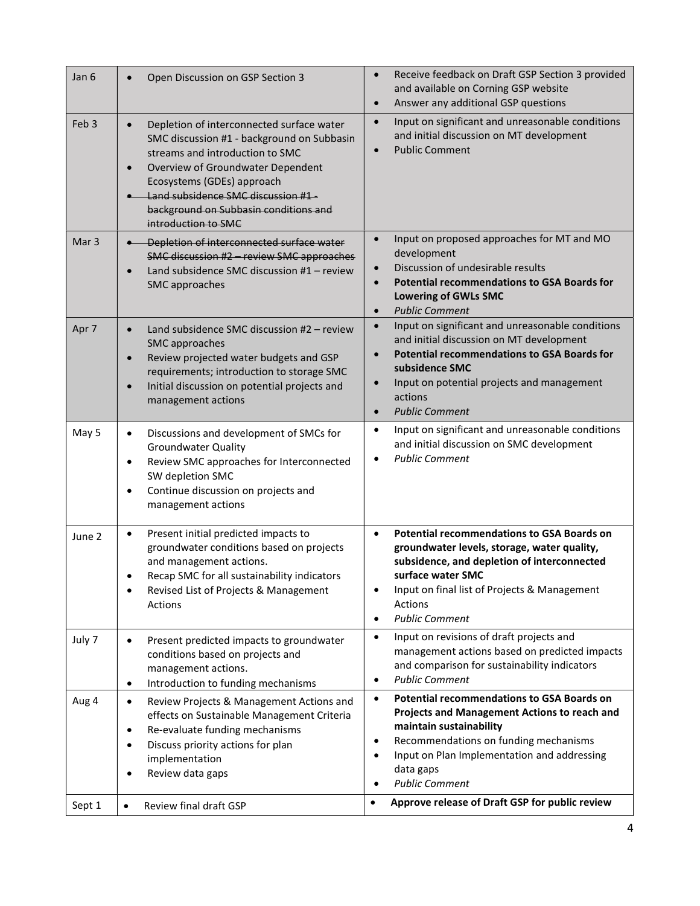| | | |
|---|---|---|
| Jan 6 | • Open Discussion on GSP Section 3 | • Receive feedback on Draft GSP Section 3 provided and available on Corning GSP website<br>• Answer any additional GSP questions |
| Feb 3 | • Depletion of interconnected surface water SMC discussion #1 - background on Subbasin streams and introduction to SMC<br>• Overview of Groundwater Dependent Ecosystems (GDEs) approach<br>• ~~Land subsidence SMC discussion #1 - background on Subbasin conditions and introduction to SMC~~ | • Input on significant and unreasonable conditions and initial discussion on MT development<br>• Public Comment |
| Mar 3 | • ~~Depletion of interconnected surface water SMC discussion #2 – review SMC approaches~~<br>• Land subsidence SMC discussion #1 – review SMC approaches | • Input on proposed approaches for MT and MO development<br>• Discussion of undesirable results<br>• **Potential recommendations to GSA Boards for Lowering of GWLs SMC**<br>• *Public Comment* |
| Apr 7 | • Land subsidence SMC discussion #2 – review SMC approaches<br>• Review projected water budgets and GSP requirements; introduction to storage SMC<br>• Initial discussion on potential projects and management actions | • Input on significant and unreasonable conditions and initial discussion on MT development<br>• **Potential recommendations to GSA Boards for subsidence SMC**<br>• Input on potential projects and management actions<br>• *Public Comment* |
| May 5 | • Discussions and development of SMCs for Groundwater Quality<br>• Review SMC approaches for Interconnected SW depletion SMC<br>• Continue discussion on projects and management actions | • Input on significant and unreasonable conditions and initial discussion on SMC development<br>• *Public Comment* |
| June 2 | • Present initial predicted impacts to groundwater conditions based on projects and management actions.<br>• Recap SMC for all sustainability indicators<br>• Revised List of Projects & Management Actions | • **Potential recommendations to GSA Boards on groundwater levels, storage, water quality, subsidence, and depletion of interconnected surface water SMC**<br>• Input on final list of Projects & Management Actions<br>• *Public Comment* |
| July 7 | • Present predicted impacts to groundwater conditions based on projects and management actions.<br>• Introduction to funding mechanisms | • Input on revisions of draft projects and management actions based on predicted impacts and comparison for sustainability indicators<br>• *Public Comment* |
| Aug 4 | • Review Projects & Management Actions and effects on Sustainable Management Criteria<br>• Re-evaluate funding mechanisms<br>• Discuss priority actions for plan implementation<br>• Review data gaps | • **Potential recommendations to GSA Boards on Projects and Management Actions to reach and maintain sustainability**<br>• Recommendations on funding mechanisms<br>• Input on Plan Implementation and addressing data gaps<br>• *Public Comment* |
| Sept 1 | • Review final draft GSP | • **Approve release of Draft GSP for public review** |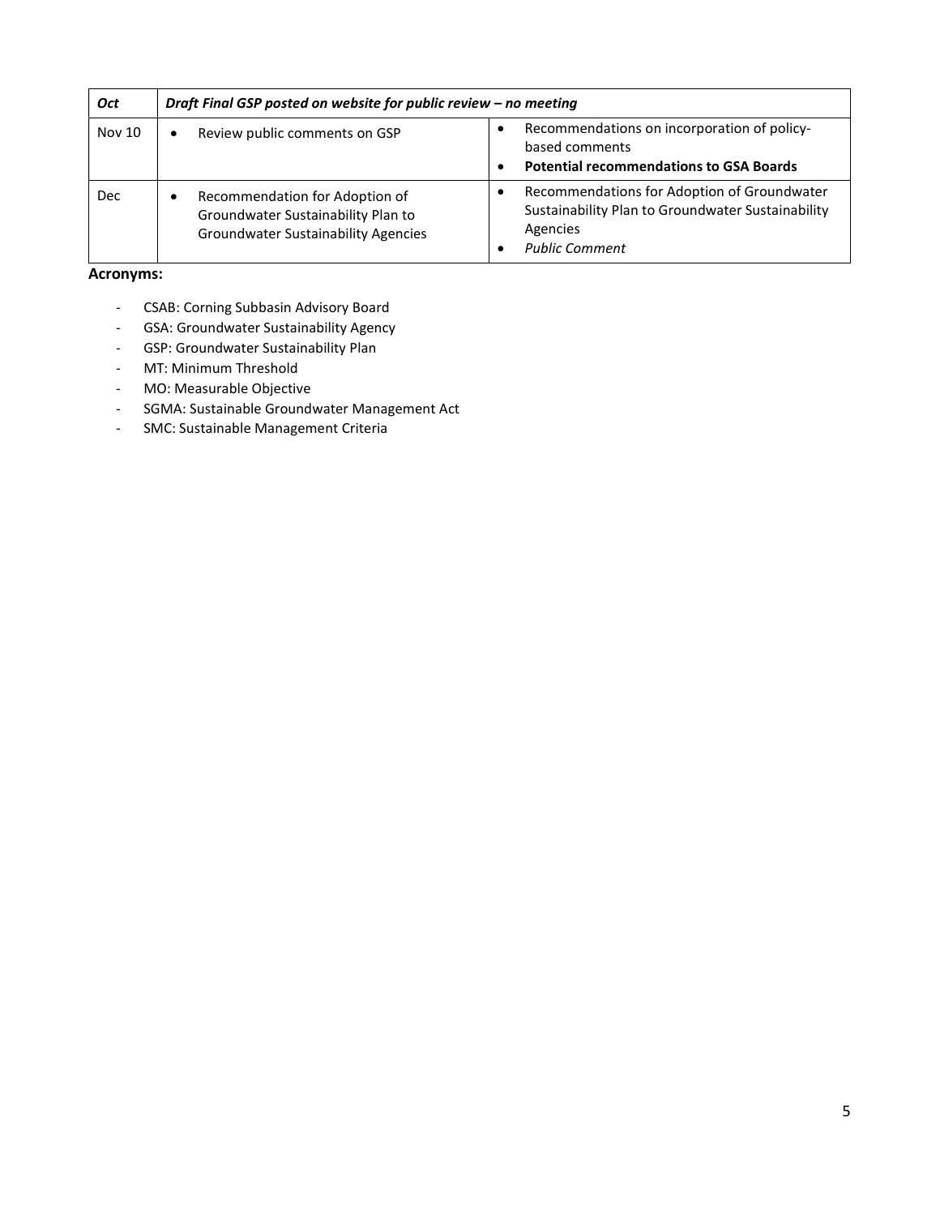| | | |
|---|---|---|
| *Oct* | ***Draft Final GSP posted on website for public review – no meeting*** | |
| Nov 10 | • Review public comments on GSP | • Recommendations on incorporation of policy-based comments<br>• **Potential recommendations to GSA Boards** |
| Dec | • Recommendation for Adoption of Groundwater Sustainability Plan to Groundwater Sustainability Agencies | • Recommendations for Adoption of Groundwater Sustainability Plan to Groundwater Sustainability Agencies<br>• *Public Comment* |

**Acronyms:**

- CSAB: Corning Subbasin Advisory Board
- GSA: Groundwater Sustainability Agency
- GSP: Groundwater Sustainability Plan
- MT: Minimum Threshold
- MO: Measurable Objective
- SGMA: Sustainable Groundwater Management Act
- SMC: Sustainable Management Criteria